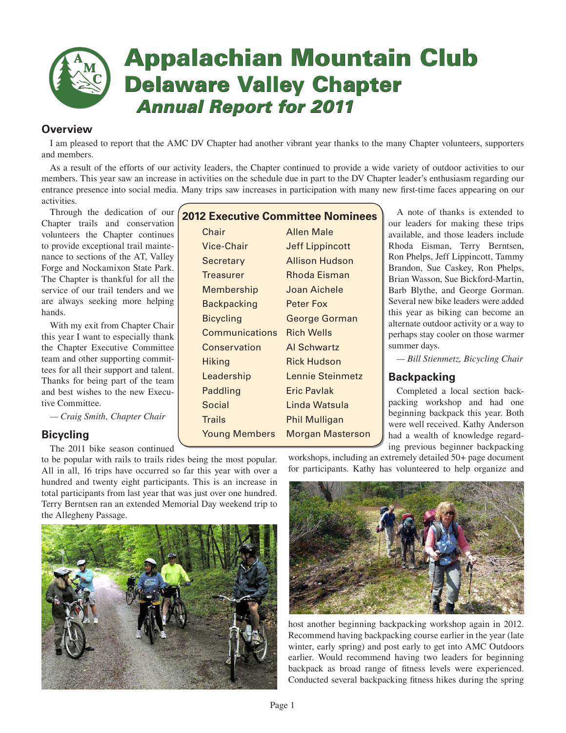# Appalachian Mountain Club
## Delaware Valley Chapter
### Annual Report for 2011

## Overview

I am pleased to report that the AMC DV Chapter had another vibrant year thanks to the many Chapter volunteers, supporters and members.

As a result of the efforts of our activity leaders, the Chapter continued to provide a wide variety of outdoor activities to our members. This year saw an increase in activities on the schedule due in part to the DV Chapter leader's enthusiasm regarding our entrance presence into social media. Many trips saw increases in participation with many new first-time faces appearing on our activities.

Through the dedication of our Chapter trails and conservation volunteers the Chapter continues to provide exceptional trail maintenance to sections of the AT, Valley Forge and Nockamixon State Park. The Chapter is thankful for all the service of our trail tenders and we are always seeking more helping hands.

With my exit from Chapter Chair this year I want to especially thank the Chapter Executive Committee team and other supporting committees for all their support and talent. Thanks for being part of the team and best wishes to the new Executive Committee.

*— Craig Smith, Chapter Chair*

**2012 Executive Committee Nominees**

| Position | Nominee |
|---|---|
| Chair | Allen Male |
| Vice-Chair | Jeff Lippincott |
| Secretary | Allison Hudson |
| Treasurer | Rhoda Eisman |
| Membership | Joan Aichele |
| Backpacking | Peter Fox |
| Bicycling | George Gorman |
| Communications | Rich Wells |
| Conservation | Al Schwartz |
| Hiking | Rick Hudson |
| Leadership | Lennie Steinmetz |
| Paddling | Eric Pavlak |
| Social | Linda Watsula |
| Trails | Phil Mulligan |
| Young Members | Morgan Masterson |

## Bicycling

The 2011 bike season continued to be popular with rails to trails rides being the most popular. All in all, 16 trips have occurred so far this year with over a hundred and twenty eight participants. This is an increase in total participants from last year that was just over one hundred. Terry Berntsen ran an extended Memorial Day weekend trip to the Allegheny Passage.

A note of thanks is extended to our leaders for making these trips available, and those leaders include Rhoda Eisman, Terry Berntsen, Ron Phelps, Jeff Lippincott, Tammy Brandon, Sue Caskey, Ron Phelps, Brian Wasson, Sue Bickford-Martin, Barb Blythe, and George Gorman. Several new bike leaders were added this year as biking can become an alternate outdoor activity or a way to perhaps stay cooler on those warmer summer days.

*— Bill Stienmetz, Bicycling Chair*

## Backpacking

Completed a local section backpacking workshop and had one beginning backpack this year. Both were well received. Kathy Anderson had a wealth of knowledge regarding previous beginner backpacking workshops, including an extremely detailed 50+ page document for participants. Kathy has volunteered to help organize and host another beginning backpacking workshop again in 2012. Recommend having backpacking course earlier in the year (late winter, early spring) and post early to get into AMC Outdoors earlier. Would recommend having two leaders for beginning backpack as broad range of fitness levels were experienced. Conducted several backpacking fitness hikes during the spring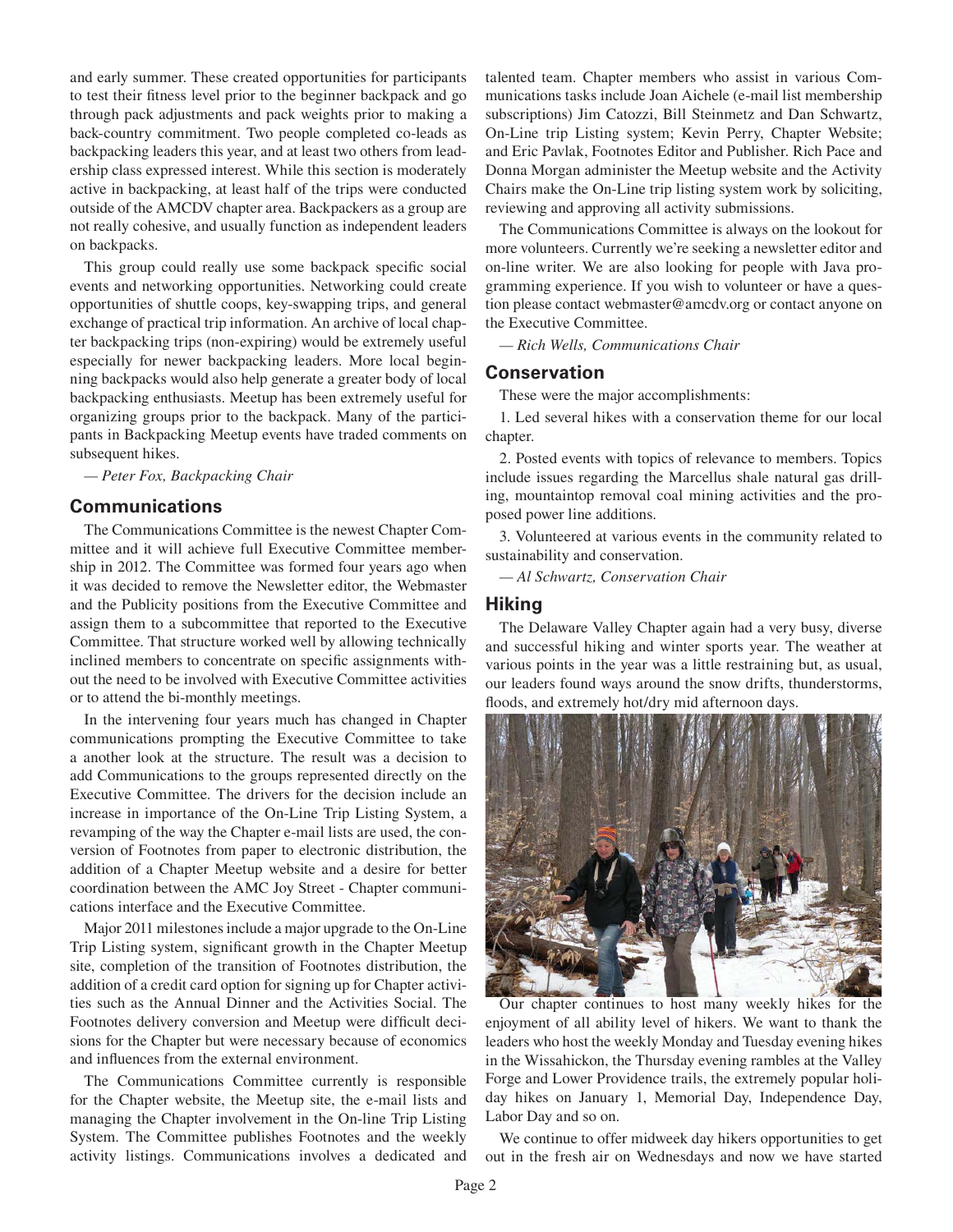and early summer. These created opportunities for participants to test their fitness level prior to the beginner backpack and go through pack adjustments and pack weights prior to making a back-country commitment. Two people completed co-leads as backpacking leaders this year, and at least two others from leadership class expressed interest. While this section is moderately active in backpacking, at least half of the trips were conducted outside of the AMCDV chapter area. Backpackers as a group are not really cohesive, and usually function as independent leaders on backpacks.

This group could really use some backpack specific social events and networking opportunities. Networking could create opportunities of shuttle coops, key-swapping trips, and general exchange of practical trip information. An archive of local chapter backpacking trips (non-expiring) would be extremely useful especially for newer backpacking leaders. More local beginning backpacks would also help generate a greater body of local backpacking enthusiasts. Meetup has been extremely useful for organizing groups prior to the backpack. Many of the participants in Backpacking Meetup events have traded comments on subsequent hikes.

*— Peter Fox, Backpacking Chair*

## Communications

The Communications Committee is the newest Chapter Committee and it will achieve full Executive Committee membership in 2012. The Committee was formed four years ago when it was decided to remove the Newsletter editor, the Webmaster and the Publicity positions from the Executive Committee and assign them to a subcommittee that reported to the Executive Committee. That structure worked well by allowing technically inclined members to concentrate on specific assignments without the need to be involved with Executive Committee activities or to attend the bi-monthly meetings.

In the intervening four years much has changed in Chapter communications prompting the Executive Committee to take a another look at the structure. The result was a decision to add Communications to the groups represented directly on the Executive Committee. The drivers for the decision include an increase in importance of the On-Line Trip Listing System, a revamping of the way the Chapter e-mail lists are used, the conversion of Footnotes from paper to electronic distribution, the addition of a Chapter Meetup website and a desire for better coordination between the AMC Joy Street - Chapter communications interface and the Executive Committee.

Major 2011 milestones include a major upgrade to the On-Line Trip Listing system, significant growth in the Chapter Meetup site, completion of the transition of Footnotes distribution, the addition of a credit card option for signing up for Chapter activities such as the Annual Dinner and the Activities Social. The Footnotes delivery conversion and Meetup were difficult decisions for the Chapter but were necessary because of economics and influences from the external environment.

The Communications Committee currently is responsible for the Chapter website, the Meetup site, the e-mail lists and managing the Chapter involvement in the On-line Trip Listing System. The Committee publishes Footnotes and the weekly activity listings. Communications involves a dedicated and talented team. Chapter members who assist in various Communications tasks include Joan Aichele (e-mail list membership subscriptions) Jim Catozzi, Bill Steinmetz and Dan Schwartz, On-Line trip Listing system; Kevin Perry, Chapter Website; and Eric Pavlak, Footnotes Editor and Publisher. Rich Pace and Donna Morgan administer the Meetup website and the Activity Chairs make the On-Line trip listing system work by soliciting, reviewing and approving all activity submissions.

The Communications Committee is always on the lookout for more volunteers. Currently we're seeking a newsletter editor and on-line writer. We are also looking for people with Java programming experience. If you wish to volunteer or have a question please contact webmaster@amcdv.org or contact anyone on the Executive Committee.

*— Rich Wells, Communications Chair*

## Conservation

These were the major accomplishments:

1. Led several hikes with a conservation theme for our local chapter.

2. Posted events with topics of relevance to members. Topics include issues regarding the Marcellus shale natural gas drilling, mountaintop removal coal mining activities and the proposed power line additions.

3. Volunteered at various events in the community related to sustainability and conservation.

*— Al Schwartz, Conservation Chair*

## Hiking

The Delaware Valley Chapter again had a very busy, diverse and successful hiking and winter sports year. The weather at various points in the year was a little restraining but, as usual, our leaders found ways around the snow drifts, thunderstorms, floods, and extremely hot/dry mid afternoon days.

Our chapter continues to host many weekly hikes for the enjoyment of all ability level of hikers. We want to thank the leaders who host the weekly Monday and Tuesday evening hikes in the Wissahickon, the Thursday evening rambles at the Valley Forge and Lower Providence trails, the extremely popular holiday hikes on January 1, Memorial Day, Independence Day, Labor Day and so on.

We continue to offer midweek day hikers opportunities to get out in the fresh air on Wednesdays and now we have started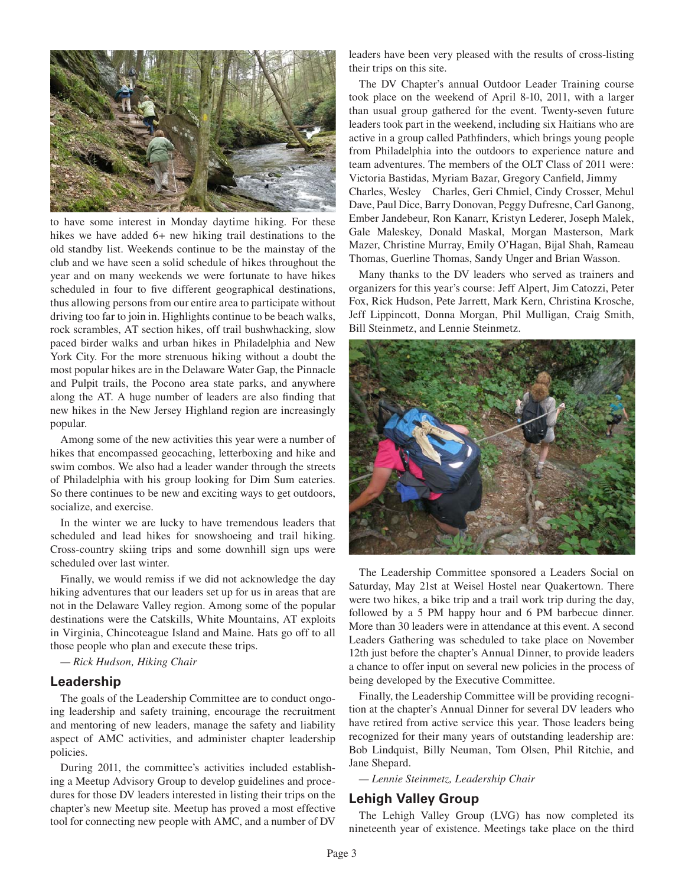to have some interest in Monday daytime hiking. For these hikes we have added 6+ new hiking trail destinations to the old standby list. Weekends continue to be the mainstay of the club and we have seen a solid schedule of hikes throughout the year and on many weekends we were fortunate to have hikes scheduled in four to five different geographical destinations, thus allowing persons from our entire area to participate without driving too far to join in. Highlights continue to be beach walks, rock scrambles, AT section hikes, off trail bushwhacking, slow paced birder walks and urban hikes in Philadelphia and New York City. For the more strenuous hiking without a doubt the most popular hikes are in the Delaware Water Gap, the Pinnacle and Pulpit trails, the Pocono area state parks, and anywhere along the AT. A huge number of leaders are also finding that new hikes in the New Jersey Highland region are increasingly popular.

Among some of the new activities this year were a number of hikes that encompassed geocaching, letterboxing and hike and swim combos. We also had a leader wander through the streets of Philadelphia with his group looking for Dim Sum eateries. So there continues to be new and exciting ways to get outdoors, socialize, and exercise.

In the winter we are lucky to have tremendous leaders that scheduled and lead hikes for snowshoeing and trail hiking. Cross-country skiing trips and some downhill sign ups were scheduled over last winter.

Finally, we would remiss if we did not acknowledge the day hiking adventures that our leaders set up for us in areas that are not in the Delaware Valley region. Among some of the popular destinations were the Catskills, White Mountains, AT exploits in Virginia, Chincoteague Island and Maine. Hats go off to all those people who plan and execute these trips.

*— Rick Hudson, Hiking Chair*

## Leadership

The goals of the Leadership Committee are to conduct ongoing leadership and safety training, encourage the recruitment and mentoring of new leaders, manage the safety and liability aspect of AMC activities, and administer chapter leadership policies.

During 2011, the committee's activities included establishing a Meetup Advisory Group to develop guidelines and procedures for those DV leaders interested in listing their trips on the chapter's new Meetup site. Meetup has proved a most effective tool for connecting new people with AMC, and a number of DV leaders have been very pleased with the results of cross-listing their trips on this site.

The DV Chapter's annual Outdoor Leader Training course took place on the weekend of April 8-10, 2011, with a larger than usual group gathered for the event. Twenty-seven future leaders took part in the weekend, including six Haitians who are active in a group called Pathfinders, which brings young people from Philadelphia into the outdoors to experience nature and team adventures. The members of the OLT Class of 2011 were: Victoria Bastidas, Myriam Bazar, Gregory Canfield, Jimmy Charles, Wesley Charles, Geri Chmiel, Cindy Crosser, Mehul Dave, Paul Dice, Barry Donovan, Peggy Dufresne, Carl Ganong, Ember Jandebeur, Ron Kanarr, Kristyn Lederer, Joseph Malek, Gale Maleskey, Donald Maskal, Morgan Masterson, Mark Mazer, Christine Murray, Emily O'Hagan, Bijal Shah, Rameau Thomas, Guerline Thomas, Sandy Unger and Brian Wasson.

Many thanks to the DV leaders who served as trainers and organizers for this year's course: Jeff Alpert, Jim Catozzi, Peter Fox, Rick Hudson, Pete Jarrett, Mark Kern, Christina Krosche, Jeff Lippincott, Donna Morgan, Phil Mulligan, Craig Smith, Bill Steinmetz, and Lennie Steinmetz.

The Leadership Committee sponsored a Leaders Social on Saturday, May 21st at Weisel Hostel near Quakertown. There were two hikes, a bike trip and a trail work trip during the day, followed by a 5 PM happy hour and 6 PM barbecue dinner. More than 30 leaders were in attendance at this event. A second Leaders Gathering was scheduled to take place on November 12th just before the chapter's Annual Dinner, to provide leaders a chance to offer input on several new policies in the process of being developed by the Executive Committee.

Finally, the Leadership Committee will be providing recognition at the chapter's Annual Dinner for several DV leaders who have retired from active service this year. Those leaders being recognized for their many years of outstanding leadership are: Bob Lindquist, Billy Neuman, Tom Olsen, Phil Ritchie, and Jane Shepard.

*— Lennie Steinmetz, Leadership Chair*

## Lehigh Valley Group

The Lehigh Valley Group (LVG) has now completed its nineteenth year of existence. Meetings take place on the third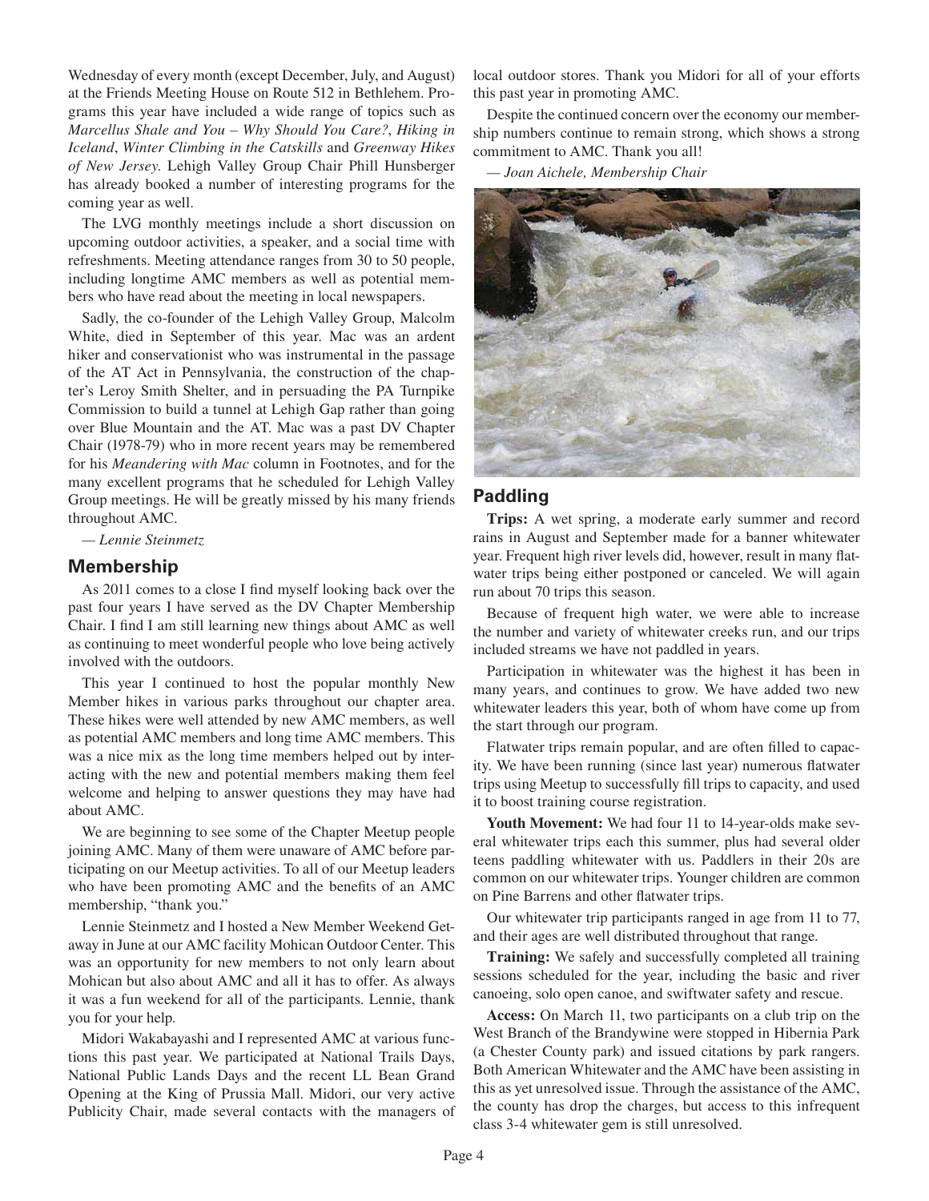Wednesday of every month (except December, July, and August) at the Friends Meeting House on Route 512 in Bethlehem. Programs this year have included a wide range of topics such as *Marcellus Shale and You – Why Should You Care?*, *Hiking in Iceland*, *Winter Climbing in the Catskills* and *Greenway Hikes of New Jersey*. Lehigh Valley Group Chair Phill Hunsberger has already booked a number of interesting programs for the coming year as well.

The LVG monthly meetings include a short discussion on upcoming outdoor activities, a speaker, and a social time with refreshments. Meeting attendance ranges from 30 to 50 people, including longtime AMC members as well as potential members who have read about the meeting in local newspapers.

Sadly, the co-founder of the Lehigh Valley Group, Malcolm White, died in September of this year. Mac was an ardent hiker and conservationist who was instrumental in the passage of the AT Act in Pennsylvania, the construction of the chapter's Leroy Smith Shelter, and in persuading the PA Turnpike Commission to build a tunnel at Lehigh Gap rather than going over Blue Mountain and the AT. Mac was a past DV Chapter Chair (1978-79) who in more recent years may be remembered for his *Meandering with Mac* column in Footnotes, and for the many excellent programs that he scheduled for Lehigh Valley Group meetings. He will be greatly missed by his many friends throughout AMC.

*— Lennie Steinmetz*

## Membership

As 2011 comes to a close I find myself looking back over the past four years I have served as the DV Chapter Membership Chair. I find I am still learning new things about AMC as well as continuing to meet wonderful people who love being actively involved with the outdoors.

This year I continued to host the popular monthly New Member hikes in various parks throughout our chapter area. These hikes were well attended by new AMC members, as well as potential AMC members and long time AMC members. This was a nice mix as the long time members helped out by interacting with the new and potential members making them feel welcome and helping to answer questions they may have had about AMC.

We are beginning to see some of the Chapter Meetup people joining AMC. Many of them were unaware of AMC before participating on our Meetup activities. To all of our Meetup leaders who have been promoting AMC and the benefits of an AMC membership, "thank you."

Lennie Steinmetz and I hosted a New Member Weekend Getaway in June at our AMC facility Mohican Outdoor Center. This was an opportunity for new members to not only learn about Mohican but also about AMC and all it has to offer. As always it was a fun weekend for all of the participants. Lennie, thank you for your help.

Midori Wakabayashi and I represented AMC at various functions this past year. We participated at National Trails Days, National Public Lands Days and the recent LL Bean Grand Opening at the King of Prussia Mall. Midori, our very active Publicity Chair, made several contacts with the managers of local outdoor stores. Thank you Midori for all of your efforts this past year in promoting AMC.

Despite the continued concern over the economy our membership numbers continue to remain strong, which shows a strong commitment to AMC. Thank you all!

*— Joan Aichele, Membership Chair*

## Paddling

**Trips:** A wet spring, a moderate early summer and record rains in August and September made for a banner whitewater year. Frequent high river levels did, however, result in many flatwater trips being either postponed or canceled. We will again run about 70 trips this season.

Because of frequent high water, we were able to increase the number and variety of whitewater creeks run, and our trips included streams we have not paddled in years.

Participation in whitewater was the highest it has been in many years, and continues to grow. We have added two new whitewater leaders this year, both of whom have come up from the start through our program.

Flatwater trips remain popular, and are often filled to capacity. We have been running (since last year) numerous flatwater trips using Meetup to successfully fill trips to capacity, and used it to boost training course registration.

**Youth Movement:** We had four 11 to 14-year-olds make several whitewater trips each this summer, plus had several older teens paddling whitewater with us. Paddlers in their 20s are common on our whitewater trips. Younger children are common on Pine Barrens and other flatwater trips.

Our whitewater trip participants ranged in age from 11 to 77, and their ages are well distributed throughout that range.

**Training:** We safely and successfully completed all training sessions scheduled for the year, including the basic and river canoeing, solo open canoe, and swiftwater safety and rescue.

**Access:** On March 11, two participants on a club trip on the West Branch of the Brandywine were stopped in Hibernia Park (a Chester County park) and issued citations by park rangers. Both American Whitewater and the AMC have been assisting in this as yet unresolved issue. Through the assistance of the AMC, the county has drop the charges, but access to this infrequent class 3-4 whitewater gem is still unresolved.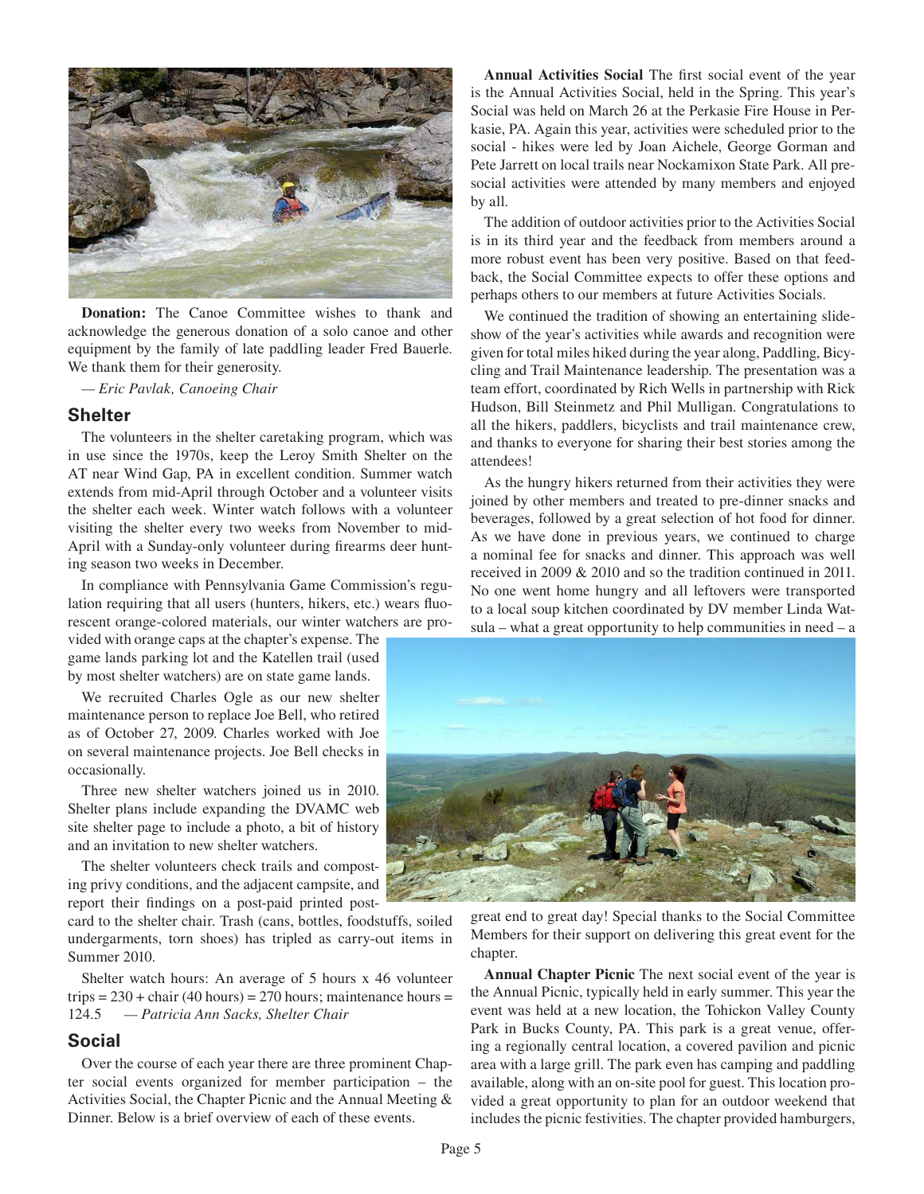**Donation:** The Canoe Committee wishes to thank and acknowledge the generous donation of a solo canoe and other equipment by the family of late paddling leader Fred Bauerle. We thank them for their generosity.

*— Eric Pavlak, Canoeing Chair*

## Shelter

The volunteers in the shelter caretaking program, which was in use since the 1970s, keep the Leroy Smith Shelter on the AT near Wind Gap, PA in excellent condition. Summer watch extends from mid-April through October and a volunteer visits the shelter each week. Winter watch follows with a volunteer visiting the shelter every two weeks from November to mid-April with a Sunday-only volunteer during firearms deer hunting season two weeks in December.

In compliance with Pennsylvania Game Commission's regulation requiring that all users (hunters, hikers, etc.) wears fluorescent orange-colored materials, our winter watchers are provided with orange caps at the chapter's expense. The game lands parking lot and the Katellen trail (used by most shelter watchers) are on state game lands.

We recruited Charles Ogle as our new shelter maintenance person to replace Joe Bell, who retired as of October 27, 2009. Charles worked with Joe on several maintenance projects. Joe Bell checks in occasionally.

Three new shelter watchers joined us in 2010. Shelter plans include expanding the DVAMC web site shelter page to include a photo, a bit of history and an invitation to new shelter watchers.

The shelter volunteers check trails and composting privy conditions, and the adjacent campsite, and report their findings on a post-paid printed postcard to the shelter chair. Trash (cans, bottles, foodstuffs, soiled undergarments, torn shoes) has tripled as carry-out items in Summer 2010.

Shelter watch hours: An average of 5 hours x 46 volunteer trips = 230 + chair (40 hours) = 270 hours; maintenance hours = 124.5 *— Patricia Ann Sacks, Shelter Chair*

## Social

Over the course of each year there are three prominent Chapter social events organized for member participation – the Activities Social, the Chapter Picnic and the Annual Meeting & Dinner. Below is a brief overview of each of these events.

**Annual Activities Social** The first social event of the year is the Annual Activities Social, held in the Spring. This year's Social was held on March 26 at the Perkasie Fire House in Perkasie, PA. Again this year, activities were scheduled prior to the social - hikes were led by Joan Aichele, George Gorman and Pete Jarrett on local trails near Nockamixon State Park. All pre-social activities were attended by many members and enjoyed by all.

The addition of outdoor activities prior to the Activities Social is in its third year and the feedback from members around a more robust event has been very positive. Based on that feedback, the Social Committee expects to offer these options and perhaps others to our members at future Activities Socials.

We continued the tradition of showing an entertaining slideshow of the year's activities while awards and recognition were given for total miles hiked during the year along, Paddling, Bicycling and Trail Maintenance leadership. The presentation was a team effort, coordinated by Rich Wells in partnership with Rick Hudson, Bill Steinmetz and Phil Mulligan. Congratulations to all the hikers, paddlers, bicyclists and trail maintenance crew, and thanks to everyone for sharing their best stories among the attendees!

As the hungry hikers returned from their activities they were joined by other members and treated to pre-dinner snacks and beverages, followed by a great selection of hot food for dinner. As we have done in previous years, we continued to charge a nominal fee for snacks and dinner. This approach was well received in 2009 & 2010 and so the tradition continued in 2011. No one went home hungry and all leftovers were transported to a local soup kitchen coordinated by DV member Linda Watsula – what a great opportunity to help communities in need – a great end to great day! Special thanks to the Social Committee Members for their support on delivering this great event for the chapter.

**Annual Chapter Picnic** The next social event of the year is the Annual Picnic, typically held in early summer. This year the event was held at a new location, the Tohickon Valley County Park in Bucks County, PA. This park is a great venue, offering a regionally central location, a covered pavilion and picnic area with a large grill. The park even has camping and paddling available, along with an on-site pool for guest. This location provided a great opportunity to plan for an outdoor weekend that includes the picnic festivities. The chapter provided hamburgers,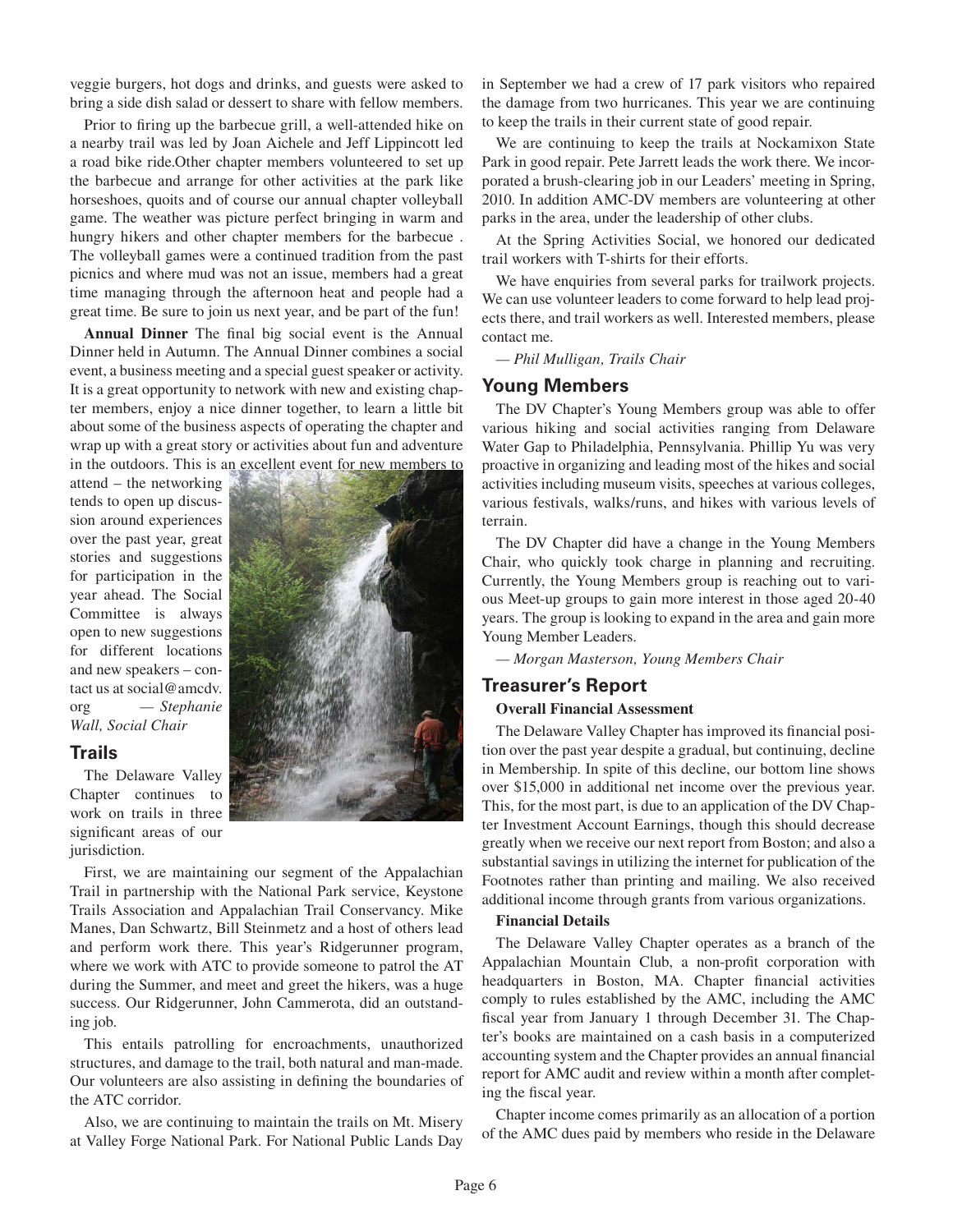veggie burgers, hot dogs and drinks, and guests were asked to bring a side dish salad or dessert to share with fellow members.

Prior to firing up the barbecue grill, a well-attended hike on a nearby trail was led by Joan Aichele and Jeff Lippincott led a road bike ride.Other chapter members volunteered to set up the barbecue and arrange for other activities at the park like horseshoes, quoits and of course our annual chapter volleyball game. The weather was picture perfect bringing in warm and hungry hikers and other chapter members for the barbecue . The volleyball games were a continued tradition from the past picnics and where mud was not an issue, members had a great time managing through the afternoon heat and people had a great time. Be sure to join us next year, and be part of the fun!

**Annual Dinner** The final big social event is the Annual Dinner held in Autumn. The Annual Dinner combines a social event, a business meeting and a special guest speaker or activity. It is a great opportunity to network with new and existing chapter members, enjoy a nice dinner together, to learn a little bit about some of the business aspects of operating the chapter and wrap up with a great story or activities about fun and adventure in the outdoors. This is an excellent event for new members to attend – the networking tends to open up discussion around experiences over the past year, great stories and suggestions for participation in the year ahead. The Social Committee is always open to new suggestions for different locations and new speakers – contact us at social@amcdv.org — *Stephanie Wall, Social Chair*

## Trails

The Delaware Valley Chapter continues to work on trails in three significant areas of our jurisdiction.

First, we are maintaining our segment of the Appalachian Trail in partnership with the National Park service, Keystone Trails Association and Appalachian Trail Conservancy. Mike Manes, Dan Schwartz, Bill Steinmetz and a host of others lead and perform work there. This year's Ridgerunner program, where we work with ATC to provide someone to patrol the AT during the Summer, and meet and greet the hikers, was a huge success. Our Ridgerunner, John Cammerota, did an outstanding job.

This entails patrolling for encroachments, unauthorized structures, and damage to the trail, both natural and man-made. Our volunteers are also assisting in defining the boundaries of the ATC corridor.

Also, we are continuing to maintain the trails on Mt. Misery at Valley Forge National Park. For National Public Lands Day in September we had a crew of 17 park visitors who repaired the damage from two hurricanes. This year we are continuing to keep the trails in their current state of good repair.

We are continuing to keep the trails at Nockamixon State Park in good repair. Pete Jarrett leads the work there. We incorporated a brush-clearing job in our Leaders' meeting in Spring, 2010. In addition AMC-DV members are volunteering at other parks in the area, under the leadership of other clubs.

At the Spring Activities Social, we honored our dedicated trail workers with T-shirts for their efforts.

We have enquiries from several parks for trailwork projects. We can use volunteer leaders to come forward to help lead projects there, and trail workers as well. Interested members, please contact me.

*— Phil Mulligan, Trails Chair*

## Young Members

The DV Chapter's Young Members group was able to offer various hiking and social activities ranging from Delaware Water Gap to Philadelphia, Pennsylvania. Phillip Yu was very proactive in organizing and leading most of the hikes and social activities including museum visits, speeches at various colleges, various festivals, walks/runs, and hikes with various levels of terrain.

The DV Chapter did have a change in the Young Members Chair, who quickly took charge in planning and recruiting. Currently, the Young Members group is reaching out to various Meet-up groups to gain more interest in those aged 20-40 years. The group is looking to expand in the area and gain more Young Member Leaders.

*— Morgan Masterson, Young Members Chair*

## Treasurer's Report

**Overall Financial Assessment**

The Delaware Valley Chapter has improved its financial position over the past year despite a gradual, but continuing, decline in Membership. In spite of this decline, our bottom line shows over $15,000 in additional net income over the previous year. This, for the most part, is due to an application of the DV Chapter Investment Account Earnings, though this should decrease greatly when we receive our next report from Boston; and also a substantial savings in utilizing the internet for publication of the Footnotes rather than printing and mailing. We also received additional income through grants from various organizations.

**Financial Details**

The Delaware Valley Chapter operates as a branch of the Appalachian Mountain Club, a non-profit corporation with headquarters in Boston, MA. Chapter financial activities comply to rules established by the AMC, including the AMC fiscal year from January 1 through December 31. The Chapter's books are maintained on a cash basis in a computerized accounting system and the Chapter provides an annual financial report for AMC audit and review within a month after completing the fiscal year.

Chapter income comes primarily as an allocation of a portion of the AMC dues paid by members who reside in the Delaware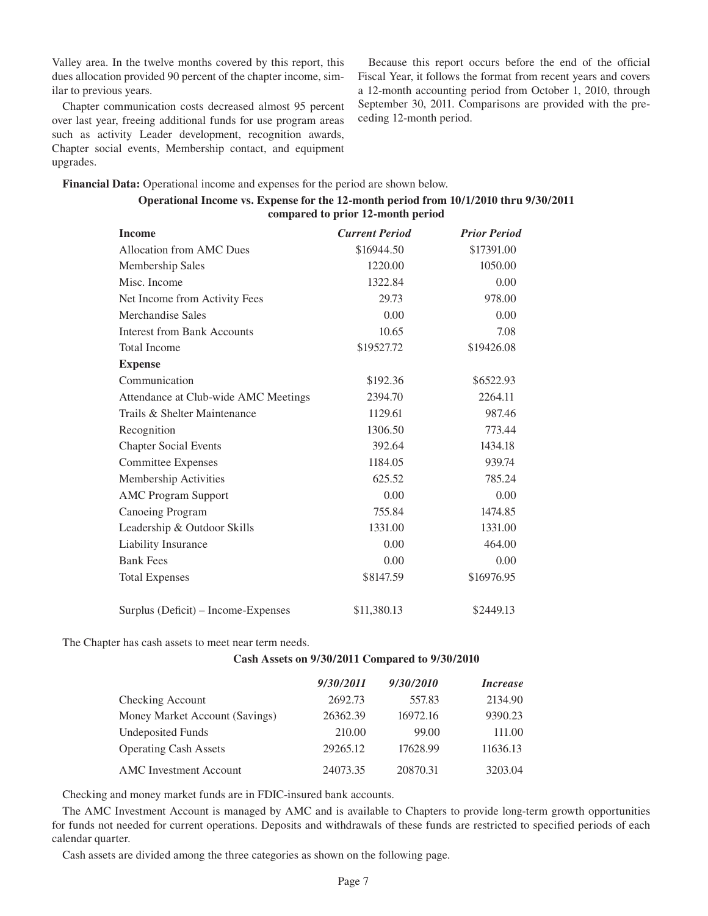Valley area. In the twelve months covered by this report, this dues allocation provided 90 percent of the chapter income, similar to previous years.

Chapter communication costs decreased almost 95 percent over last year, freeing additional funds for use program areas such as activity Leader development, recognition awards, Chapter social events, Membership contact, and equipment upgrades.

Because this report occurs before the end of the official Fiscal Year, it follows the format from recent years and covers a 12-month accounting period from October 1, 2010, through September 30, 2011. Comparisons are provided with the preceding 12-month period.

**Financial Data:** Operational income and expenses for the period are shown below.

**Operational Income vs. Expense for the 12-month period from 10/1/2010 thru 9/30/2011 compared to prior 12-month period**

| **Income** | ***Current Period*** | ***Prior Period*** |
|---|---|---|
| Allocation from AMC Dues | \$16944.50 | \$17391.00 |
| Membership Sales | 1220.00 | 1050.00 |
| Misc. Income | 1322.84 | 0.00 |
| Net Income from Activity Fees | 29.73 | 978.00 |
| Merchandise Sales | 0.00 | 0.00 |
| Interest from Bank Accounts | 10.65 | 7.08 |
| Total Income | \$19527.72 | \$19426.08 |
| **Expense** | | |
| Communication | \$192.36 | \$6522.93 |
| Attendance at Club-wide AMC Meetings | 2394.70 | 2264.11 |
| Trails & Shelter Maintenance | 1129.61 | 987.46 |
| Recognition | 1306.50 | 773.44 |
| Chapter Social Events | 392.64 | 1434.18 |
| Committee Expenses | 1184.05 | 939.74 |
| Membership Activities | 625.52 | 785.24 |
| AMC Program Support | 0.00 | 0.00 |
| Canoeing Program | 755.84 | 1474.85 |
| Leadership & Outdoor Skills | 1331.00 | 1331.00 |
| Liability Insurance | 0.00 | 464.00 |
| Bank Fees | 0.00 | 0.00 |
| Total Expenses | \$8147.59 | \$16976.95 |
| Surplus (Deficit) – Income-Expenses | \$11,380.13 | \$2449.13 |

The Chapter has cash assets to meet near term needs.

**Cash Assets on 9/30/2011 Compared to 9/30/2010**

| | ***9/30/2011*** | ***9/30/2010*** | ***Increase*** |
|---|---|---|---|
| Checking Account | 2692.73 | 557.83 | 2134.90 |
| Money Market Account (Savings) | 26362.39 | 16972.16 | 9390.23 |
| Undeposited Funds | 210.00 | 99.00 | 111.00 |
| Operating Cash Assets | 29265.12 | 17628.99 | 11636.13 |
| AMC Investment Account | 24073.35 | 20870.31 | 3203.04 |

Checking and money market funds are in FDIC-insured bank accounts.

The AMC Investment Account is managed by AMC and is available to Chapters to provide long-term growth opportunities for funds not needed for current operations. Deposits and withdrawals of these funds are restricted to specified periods of each calendar quarter.

Cash assets are divided among the three categories as shown on the following page.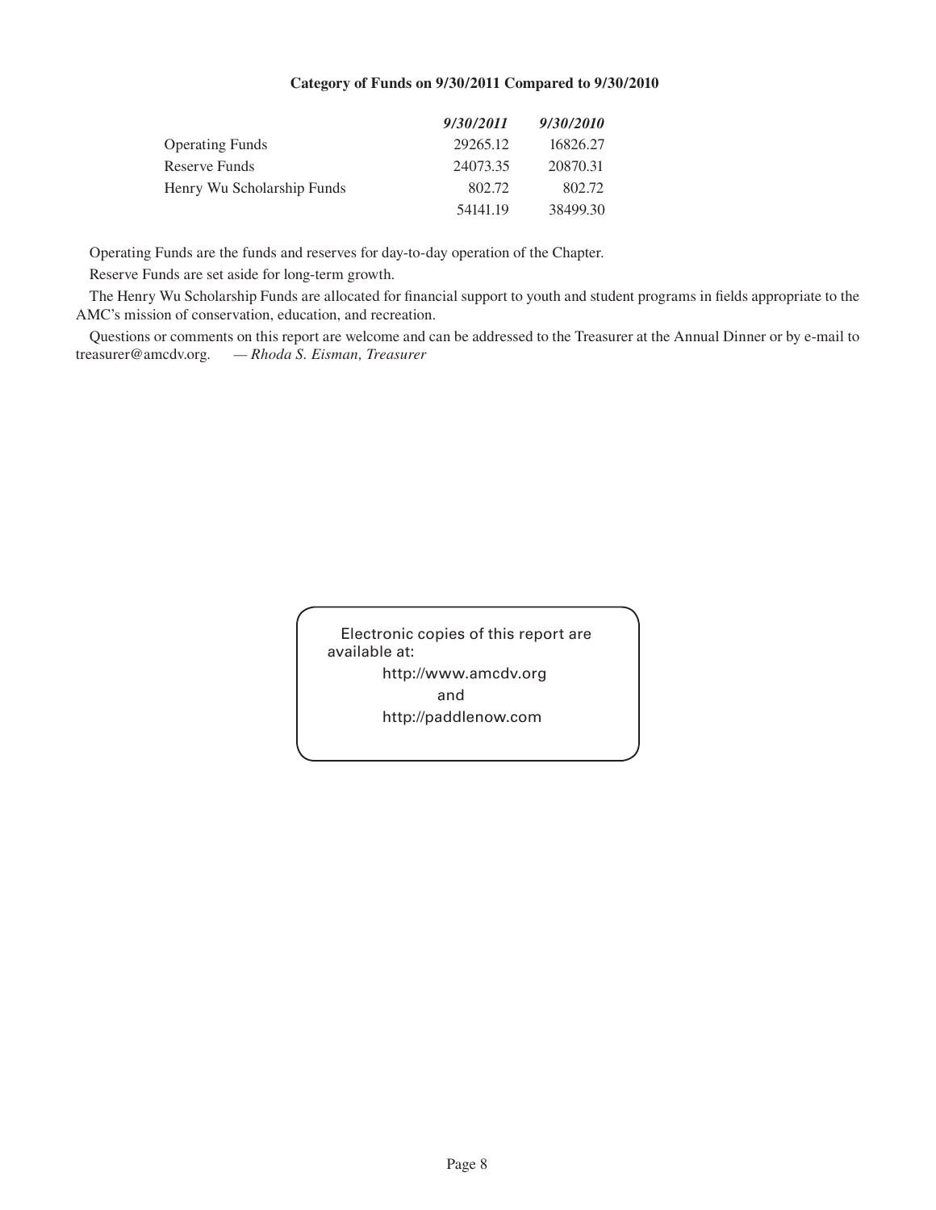**Category of Funds on 9/30/2011 Compared to 9/30/2010**

| | *9/30/2011* | *9/30/2010* |
|---|---|---|
| Operating Funds | 29265.12 | 16826.27 |
| Reserve Funds | 24073.35 | 20870.31 |
| Henry Wu Scholarship Funds | 802.72 | 802.72 |
| | 54141.19 | 38499.30 |

Operating Funds are the funds and reserves for day-to-day operation of the Chapter.

Reserve Funds are set aside for long-term growth.

The Henry Wu Scholarship Funds are allocated for financial support to youth and student programs in fields appropriate to the AMC's mission of conservation, education, and recreation.

Questions or comments on this report are welcome and can be addressed to the Treasurer at the Annual Dinner or by e-mail to treasurer@amcdv.org. *— Rhoda S. Eisman, Treasurer*

Electronic copies of this report are available at:

http://www.amcdv.org

and

http://paddlenow.com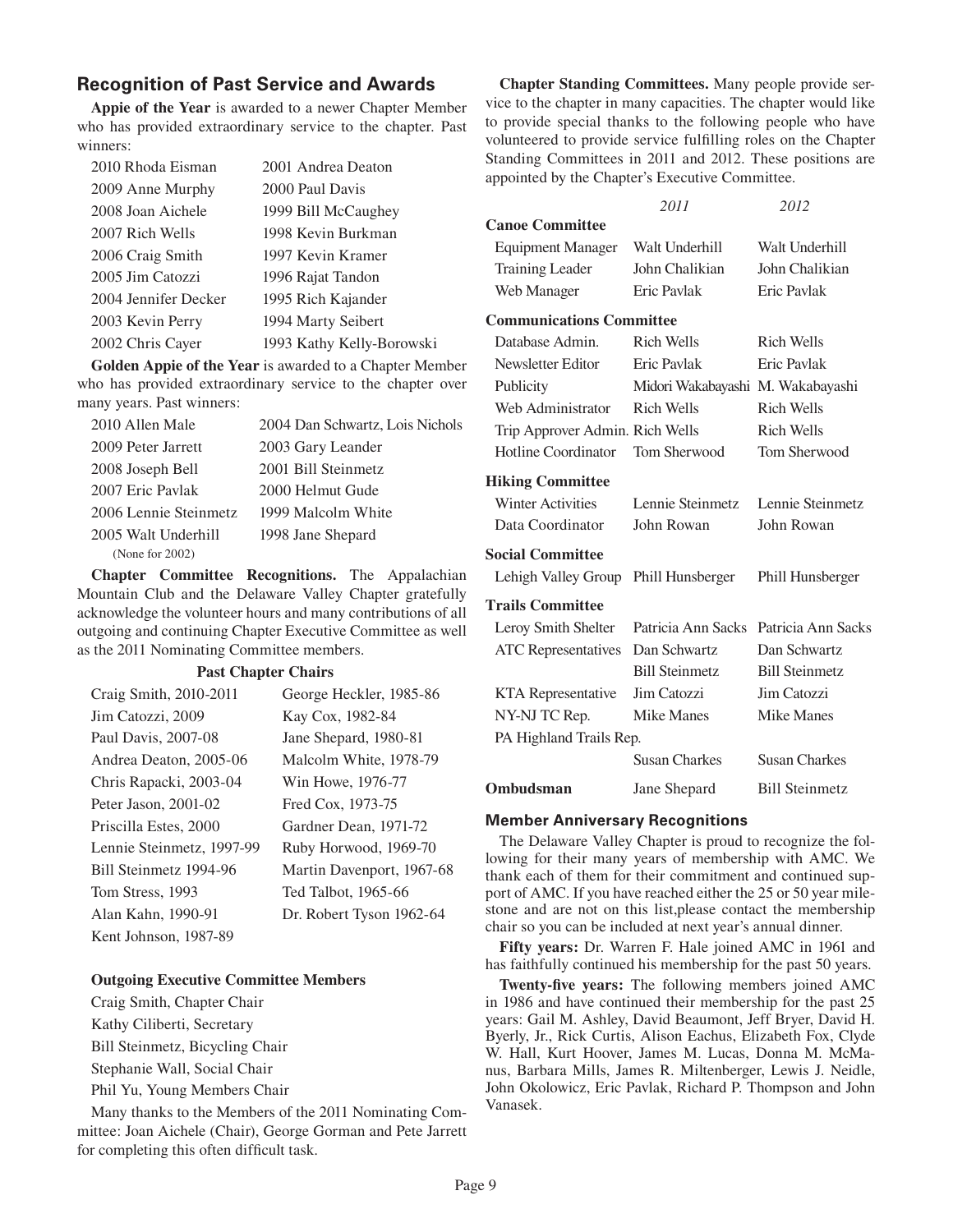## Recognition of Past Service and Awards

**Appie of the Year** is awarded to a newer Chapter Member who has provided extraordinary service to the chapter. Past winners:

| | |
|---|---|
| 2010 Rhoda Eisman | 2001 Andrea Deaton |
| 2009 Anne Murphy | 2000 Paul Davis |
| 2008 Joan Aichele | 1999 Bill McCaughey |
| 2007 Rich Wells | 1998 Kevin Burkman |
| 2006 Craig Smith | 1997 Kevin Kramer |
| 2005 Jim Catozzi | 1996 Rajat Tandon |
| 2004 Jennifer Decker | 1995 Rich Kajander |
| 2003 Kevin Perry | 1994 Marty Seibert |
| 2002 Chris Cayer | 1993 Kathy Kelly-Borowski |

**Golden Appie of the Year** is awarded to a Chapter Member who has provided extraordinary service to the chapter over many years. Past winners:

| | |
|---|---|
| 2010 Allen Male | 2004 Dan Schwartz, Lois Nichols |
| 2009 Peter Jarrett | 2003 Gary Leander |
| 2008 Joseph Bell | 2001 Bill Steinmetz |
| 2007 Eric Pavlak | 2000 Helmut Gude |
| 2006 Lennie Steinmetz | 1999 Malcolm White |
| 2005 Walt Underhill | 1998 Jane Shepard |
| (None for 2002) | |

**Chapter Committee Recognitions.** The Appalachian Mountain Club and the Delaware Valley Chapter gratefully acknowledge the volunteer hours and many contributions of all outgoing and continuing Chapter Executive Committee as well as the 2011 Nominating Committee members.

**Past Chapter Chairs**

| | |
|---|---|
| Craig Smith, 2010-2011 | George Heckler, 1985-86 |
| Jim Catozzi, 2009 | Kay Cox, 1982-84 |
| Paul Davis, 2007-08 | Jane Shepard, 1980-81 |
| Andrea Deaton, 2005-06 | Malcolm White, 1978-79 |
| Chris Rapacki, 2003-04 | Win Howe, 1976-77 |
| Peter Jason, 2001-02 | Fred Cox, 1973-75 |
| Priscilla Estes, 2000 | Gardner Dean, 1971-72 |
| Lennie Steinmetz, 1997-99 | Ruby Horwood, 1969-70 |
| Bill Steinmetz 1994-96 | Martin Davenport, 1967-68 |
| Tom Stress, 1993 | Ted Talbot, 1965-66 |
| Alan Kahn, 1990-91 | Dr. Robert Tyson 1962-64 |
| Kent Johnson, 1987-89 | |

**Outgoing Executive Committee Members**

Craig Smith, Chapter Chair

Kathy Ciliberti, Secretary

Bill Steinmetz, Bicycling Chair

Stephanie Wall, Social Chair

Phil Yu, Young Members Chair

Many thanks to the Members of the 2011 Nominating Committee: Joan Aichele (Chair), George Gorman and Pete Jarrett for completing this often difficult task.

**Chapter Standing Committees.** Many people provide service to the chapter in many capacities. The chapter would like to provide special thanks to the following people who have volunteered to provide service fulfilling roles on the Chapter Standing Committees in 2011 and 2012. These positions are appointed by the Chapter's Executive Committee.

| | *2011* | *2012* |
|---|---|---|
| **Canoe Committee** | | |
| Equipment Manager | Walt Underhill | Walt Underhill |
| Training Leader | John Chalikian | John Chalikian |
| Web Manager | Eric Pavlak | Eric Pavlak |
| **Communications Committee** | | |
| Database Admin. | Rich Wells | Rich Wells |
| Newsletter Editor | Eric Pavlak | Eric Pavlak |
| Publicity | Midori Wakabayashi | M. Wakabayashi |
| Web Administrator | Rich Wells | Rich Wells |
| Trip Approver Admin. | Rich Wells | Rich Wells |
| Hotline Coordinator | Tom Sherwood | Tom Sherwood |
| **Hiking Committee** | | |
| Winter Activities | Lennie Steinmetz | Lennie Steinmetz |
| Data Coordinator | John Rowan | John Rowan |
| **Social Committee** | | |
| Lehigh Valley Group | Phill Hunsberger | Phill Hunsberger |
| **Trails Committee** | | |
| Leroy Smith Shelter | Patricia Ann Sacks | Patricia Ann Sacks |
| ATC Representatives | Dan Schwartz | Dan Schwartz |
| | Bill Steinmetz | Bill Steinmetz |
| KTA Representative | Jim Catozzi | Jim Catozzi |
| NY-NJ TC Rep. | Mike Manes | Mike Manes |
| PA Highland Trails Rep. | | |
| | Susan Charkes | Susan Charkes |
| **Ombudsman** | Jane Shepard | Bill Steinmetz |

## Member Anniversary Recognitions

The Delaware Valley Chapter is proud to recognize the following for their many years of membership with AMC. We thank each of them for their commitment and continued support of AMC. If you have reached either the 25 or 50 year milestone and are not on this list,please contact the membership chair so you can be included at next year's annual dinner.

**Fifty years:** Dr. Warren F. Hale joined AMC in 1961 and has faithfully continued his membership for the past 50 years.

**Twenty-five years:** The following members joined AMC in 1986 and have continued their membership for the past 25 years: Gail M. Ashley, David Beaumont, Jeff Bryer, David H. Byerly, Jr., Rick Curtis, Alison Eachus, Elizabeth Fox, Clyde W. Hall, Kurt Hoover, James M. Lucas, Donna M. McManus, Barbara Mills, James R. Miltenberger, Lewis J. Neidle, John Okolowicz, Eric Pavlak, Richard P. Thompson and John Vanasek.